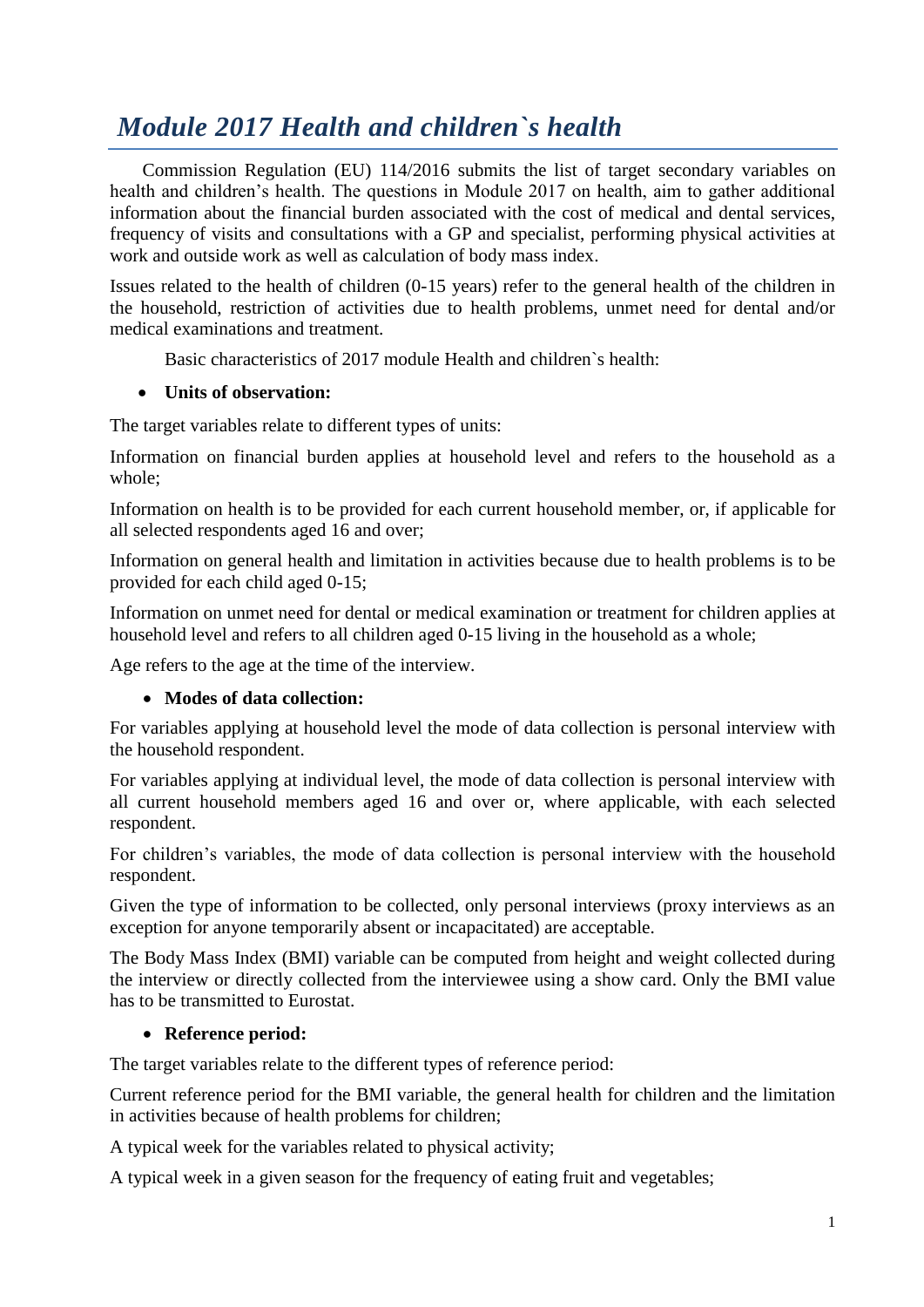# *Module 2017 Health and children`s health*

Commission Regulation (EU) 114/2016 submits the list of target secondary variables on health and children's health. The questions in Module 2017 on health, aim to gather additional information about the financial burden associated with the cost of medical and dental services, frequency of visits and consultations with a GP and specialist, performing physical activities at work and outside work as well as calculation of body mass index.

Issues related to the health of children (0-15 years) refer to the general health of the children in the household, restriction of activities due to health problems, unmet need for dental and/or medical examinations and treatment.

Basic characteristics of 2017 module Health and children`s health:

- **Units of observation:**

The target variables relate to different types of units:

Information on financial burden applies at household level and refers to the household as a whole;

Information on health is to be provided for each current household member, or, if applicable for all selected respondents aged 16 and over;

Information on general health and limitation in activities because due to health problems is to be provided for each child aged 0-15;

Information on unmet need for dental or medical examination or treatment for children applies at household level and refers to all children aged 0-15 living in the household as a whole;

Age refers to the age at the time of the interview.

- **Modes of data collection:**

For variables applying at household level the mode of data collection is personal interview with the household respondent.

For variables applying at individual level, the mode of data collection is personal interview with all current household members aged 16 and over or, where applicable, with each selected respondent.

For children's variables, the mode of data collection is personal interview with the household respondent.

Given the type of information to be collected, only personal interviews (proxy interviews as an exception for anyone temporarily absent or incapacitated) are acceptable.

The Body Mass Index (BMI) variable can be computed from height and weight collected during the interview or directly collected from the interviewee using a show card. Only the BMI value has to be transmitted to Eurostat.

- **Reference period:**

The target variables relate to the different types of reference period:

Current reference period for the BMI variable, the general health for children and the limitation in activities because of health problems for children;

A typical week for the variables related to physical activity;

A typical week in a given season for the frequency of eating fruit and vegetables;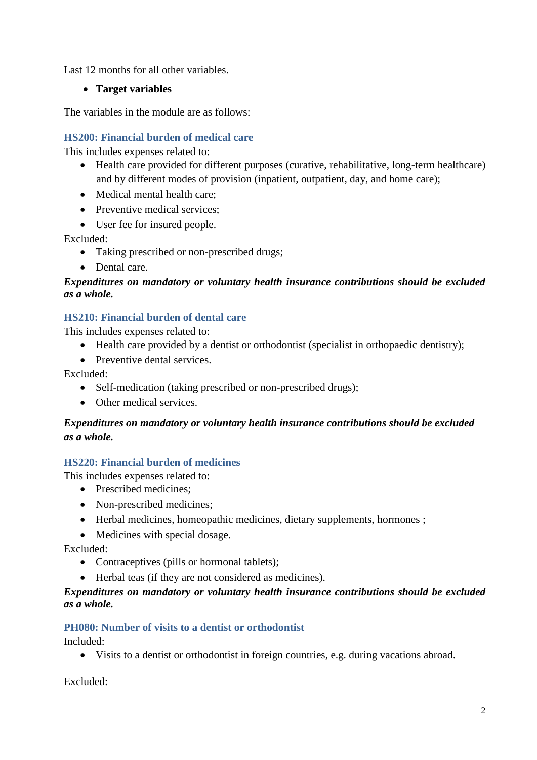Last 12 months for all other variables.

- **Target variables**

The variables in the module are as follows:

### HS200: Financial burden of medical care

This includes expenses related to:

- Health care provided for different purposes (curative, rehabilitative, long-term healthcare) and by different modes of provision (inpatient, outpatient, day, and home care);
- Medical mental health care;
- Preventive medical services;
- User fee for insured people.

Excluded:

- Taking prescribed or non-prescribed drugs;
- Dental care.

***Expenditures on mandatory or voluntary health insurance contributions should be excluded as a whole.***

### HS210: Financial burden of dental care

This includes expenses related to:

- Health care provided by a dentist or orthodontist (specialist in orthopaedic dentistry);
- Preventive dental services.

Excluded:

- Self-medication (taking prescribed or non-prescribed drugs);
- Other medical services.

***Expenditures on mandatory or voluntary health insurance contributions should be excluded as a whole.***

### HS220: Financial burden of medicines

This includes expenses related to:

- Prescribed medicines;
- Non-prescribed medicines;
- Herbal medicines, homeopathic medicines, dietary supplements, hormones ;
- Medicines with special dosage.

Excluded:

- Contraceptives (pills or hormonal tablets);
- Herbal teas (if they are not considered as medicines).

***Expenditures on mandatory or voluntary health insurance contributions should be excluded as a whole.***

### PH080: Number of visits to a dentist or orthodontist

Included:

- Visits to a dentist or orthodontist in foreign countries, e.g. during vacations abroad.

Excluded: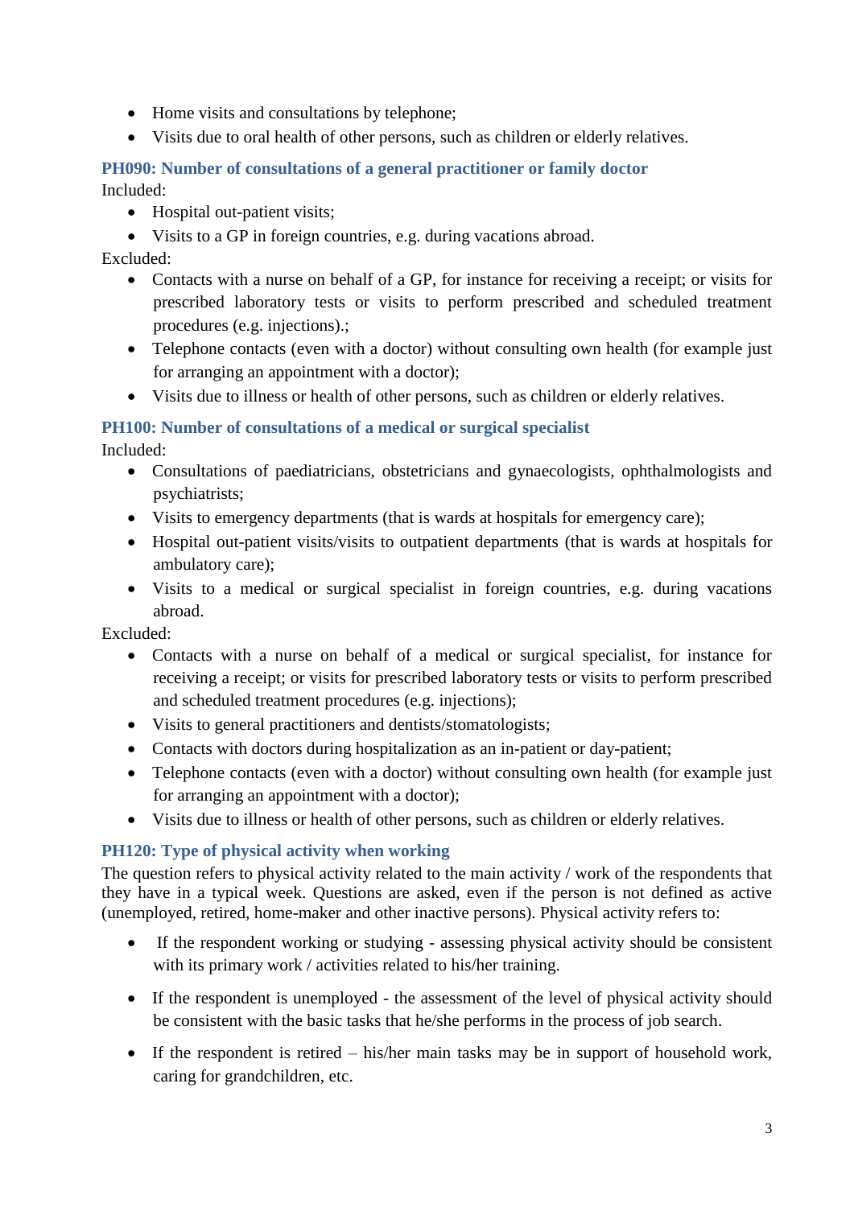- Home visits and consultations by telephone;
- Visits due to oral health of other persons, such as children or elderly relatives.

### PH090: Number of consultations of a general practitioner or family doctor

Included:

- Hospital out-patient visits;
- Visits to a GP in foreign countries, e.g. during vacations abroad.

Excluded:

- Contacts with a nurse on behalf of a GP, for instance for receiving a receipt; or visits for prescribed laboratory tests or visits to perform prescribed and scheduled treatment procedures (e.g. injections).;
- Telephone contacts (even with a doctor) without consulting own health (for example just for arranging an appointment with a doctor);
- Visits due to illness or health of other persons, such as children or elderly relatives.

### PH100: Number of consultations of a medical or surgical specialist

Included:

- Consultations of paediatricians, obstetricians and gynaecologists, ophthalmologists and psychiatrists;
- Visits to emergency departments (that is wards at hospitals for emergency care);
- Hospital out-patient visits/visits to outpatient departments (that is wards at hospitals for ambulatory care);
- Visits to a medical or surgical specialist in foreign countries, e.g. during vacations abroad.

Excluded:

- Contacts with a nurse on behalf of a medical or surgical specialist, for instance for receiving a receipt; or visits for prescribed laboratory tests or visits to perform prescribed and scheduled treatment procedures (e.g. injections);
- Visits to general practitioners and dentists/stomatologists;
- Contacts with doctors during hospitalization as an in-patient or day-patient;
- Telephone contacts (even with a doctor) without consulting own health (for example just for arranging an appointment with a doctor);
- Visits due to illness or health of other persons, such as children or elderly relatives.

### PH120: Type of physical activity when working

The question refers to physical activity related to the main activity / work of the respondents that they have in a typical week. Questions are asked, even if the person is not defined as active (unemployed, retired, home-maker and other inactive persons). Physical activity refers to:

- If the respondent working or studying - assessing physical activity should be consistent with its primary work / activities related to his/her training.
- If the respondent is unemployed - the assessment of the level of physical activity should be consistent with the basic tasks that he/she performs in the process of job search.
- If the respondent is retired – his/her main tasks may be in support of household work, caring for grandchildren, etc.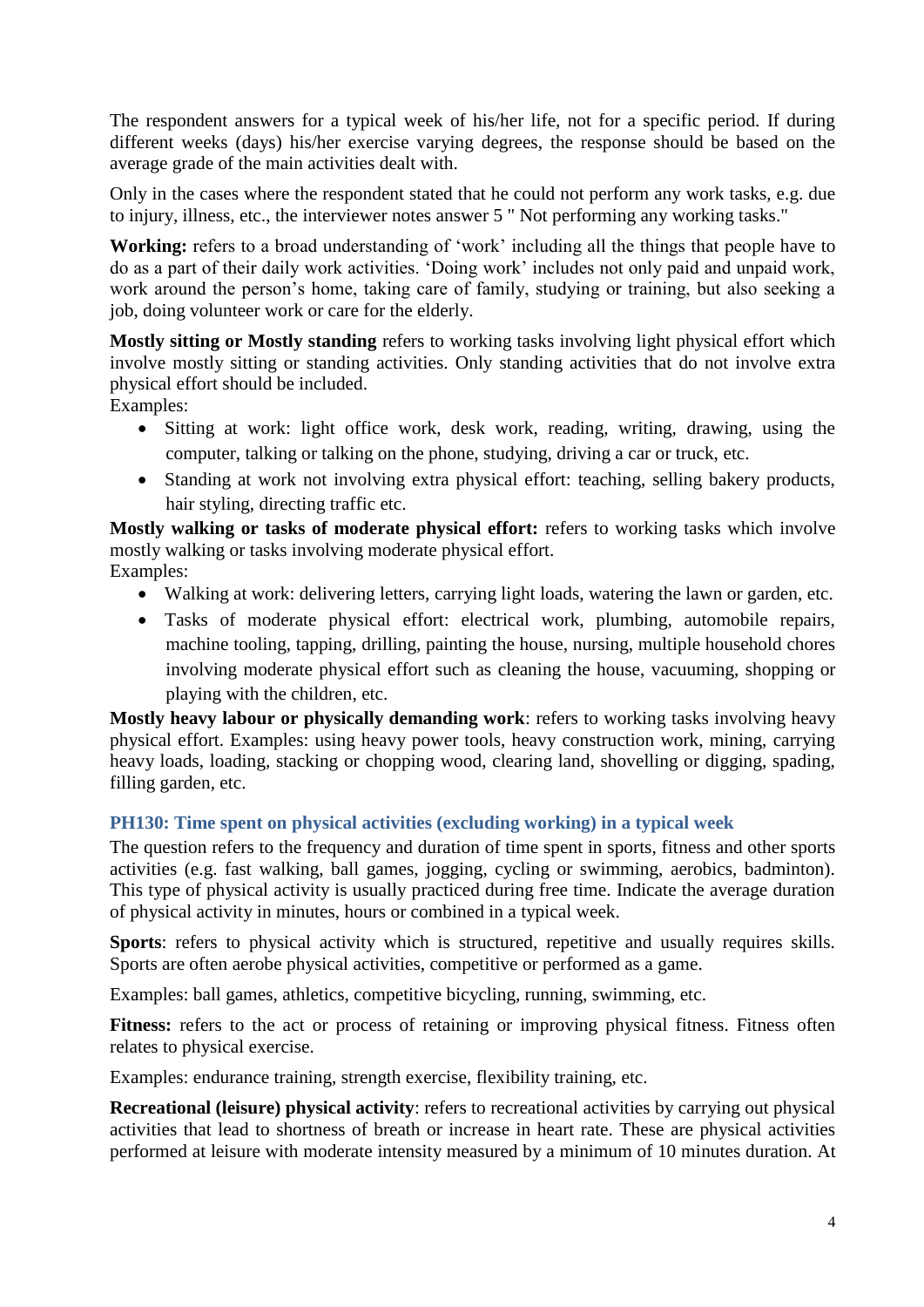The respondent answers for a typical week of his/her life, not for a specific period. If during different weeks (days) his/her exercise varying degrees, the response should be based on the average grade of the main activities dealt with.

Only in the cases where the respondent stated that he could not perform any work tasks, e.g. due to injury, illness, etc., the interviewer notes answer 5 " Not performing any working tasks."

**Working:** refers to a broad understanding of 'work' including all the things that people have to do as a part of their daily work activities. 'Doing work' includes not only paid and unpaid work, work around the person's home, taking care of family, studying or training, but also seeking a job, doing volunteer work or care for the elderly.

**Mostly sitting or Mostly standing** refers to working tasks involving light physical effort which involve mostly sitting or standing activities. Only standing activities that do not involve extra physical effort should be included.
Examples:

- Sitting at work: light office work, desk work, reading, writing, drawing, using the computer, talking or talking on the phone, studying, driving a car or truck, etc.
- Standing at work not involving extra physical effort: teaching, selling bakery products, hair styling, directing traffic etc.

**Mostly walking or tasks of moderate physical effort:** refers to working tasks which involve mostly walking or tasks involving moderate physical effort.
Examples:

- Walking at work: delivering letters, carrying light loads, watering the lawn or garden, etc.
- Tasks of moderate physical effort: electrical work, plumbing, automobile repairs, machine tooling, tapping, drilling, painting the house, nursing, multiple household chores involving moderate physical effort such as cleaning the house, vacuuming, shopping or playing with the children, etc.

**Mostly heavy labour or physically demanding work**: refers to working tasks involving heavy physical effort. Examples: using heavy power tools, heavy construction work, mining, carrying heavy loads, loading, stacking or chopping wood, clearing land, shovelling or digging, spading, filling garden, etc.

### PH130: Time spent on physical activities (excluding working) in a typical week

The question refers to the frequency and duration of time spent in sports, fitness and other sports activities (e.g. fast walking, ball games, jogging, cycling or swimming, aerobics, badminton). This type of physical activity is usually practiced during free time. Indicate the average duration of physical activity in minutes, hours or combined in a typical week.

**Sports**: refers to physical activity which is structured, repetitive and usually requires skills. Sports are often aerobe physical activities, competitive or performed as a game.

Examples: ball games, athletics, competitive bicycling, running, swimming, etc.

**Fitness:** refers to the act or process of retaining or improving physical fitness. Fitness often relates to physical exercise.

Examples: endurance training, strength exercise, flexibility training, etc.

**Recreational (leisure) physical activity**: refers to recreational activities by carrying out physical activities that lead to shortness of breath or increase in heart rate. These are physical activities performed at leisure with moderate intensity measured by a minimum of 10 minutes duration. At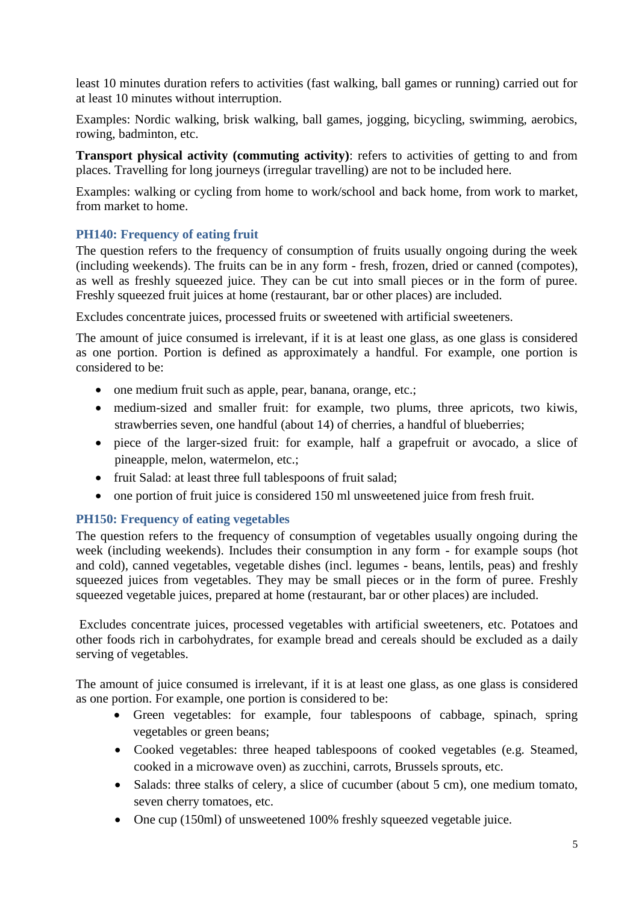least 10 minutes duration refers to activities (fast walking, ball games or running) carried out for at least 10 minutes without interruption.

Examples: Nordic walking, brisk walking, ball games, jogging, bicycling, swimming, aerobics, rowing, badminton, etc.

**Transport physical activity (commuting activity)**: refers to activities of getting to and from places. Travelling for long journeys (irregular travelling) are not to be included here.

Examples: walking or cycling from home to work/school and back home, from work to market, from market to home.

### PH140: Frequency of eating fruit

The question refers to the frequency of consumption of fruits usually ongoing during the week (including weekends). The fruits can be in any form - fresh, frozen, dried or canned (compotes), as well as freshly squeezed juice. They can be cut into small pieces or in the form of puree. Freshly squeezed fruit juices at home (restaurant, bar or other places) are included.

Excludes concentrate juices, processed fruits or sweetened with artificial sweeteners.

The amount of juice consumed is irrelevant, if it is at least one glass, as one glass is considered as one portion. Portion is defined as approximately a handful. For example, one portion is considered to be:

- one medium fruit such as apple, pear, banana, orange, etc.;
- medium-sized and smaller fruit: for example, two plums, three apricots, two kiwis, strawberries seven, one handful (about 14) of cherries, a handful of blueberries;
- piece of the larger-sized fruit: for example, half a grapefruit or avocado, a slice of pineapple, melon, watermelon, etc.;
- fruit Salad: at least three full tablespoons of fruit salad;
- one portion of fruit juice is considered 150 ml unsweetened juice from fresh fruit.

### PH150: Frequency of eating vegetables

The question refers to the frequency of consumption of vegetables usually ongoing during the week (including weekends). Includes their consumption in any form - for example soups (hot and cold), canned vegetables, vegetable dishes (incl. legumes - beans, lentils, peas) and freshly squeezed juices from vegetables. They may be small pieces or in the form of puree. Freshly squeezed vegetable juices, prepared at home (restaurant, bar or other places) are included.

Excludes concentrate juices, processed vegetables with artificial sweeteners, etc. Potatoes and other foods rich in carbohydrates, for example bread and cereals should be excluded as a daily serving of vegetables.

The amount of juice consumed is irrelevant, if it is at least one glass, as one glass is considered as one portion. For example, one portion is considered to be:

- Green vegetables: for example, four tablespoons of cabbage, spinach, spring vegetables or green beans;
- Cooked vegetables: three heaped tablespoons of cooked vegetables (e.g. Steamed, cooked in a microwave oven) as zucchini, carrots, Brussels sprouts, etc.
- Salads: three stalks of celery, a slice of cucumber (about 5 cm), one medium tomato, seven cherry tomatoes, etc.
- One cup (150ml) of unsweetened 100% freshly squeezed vegetable juice.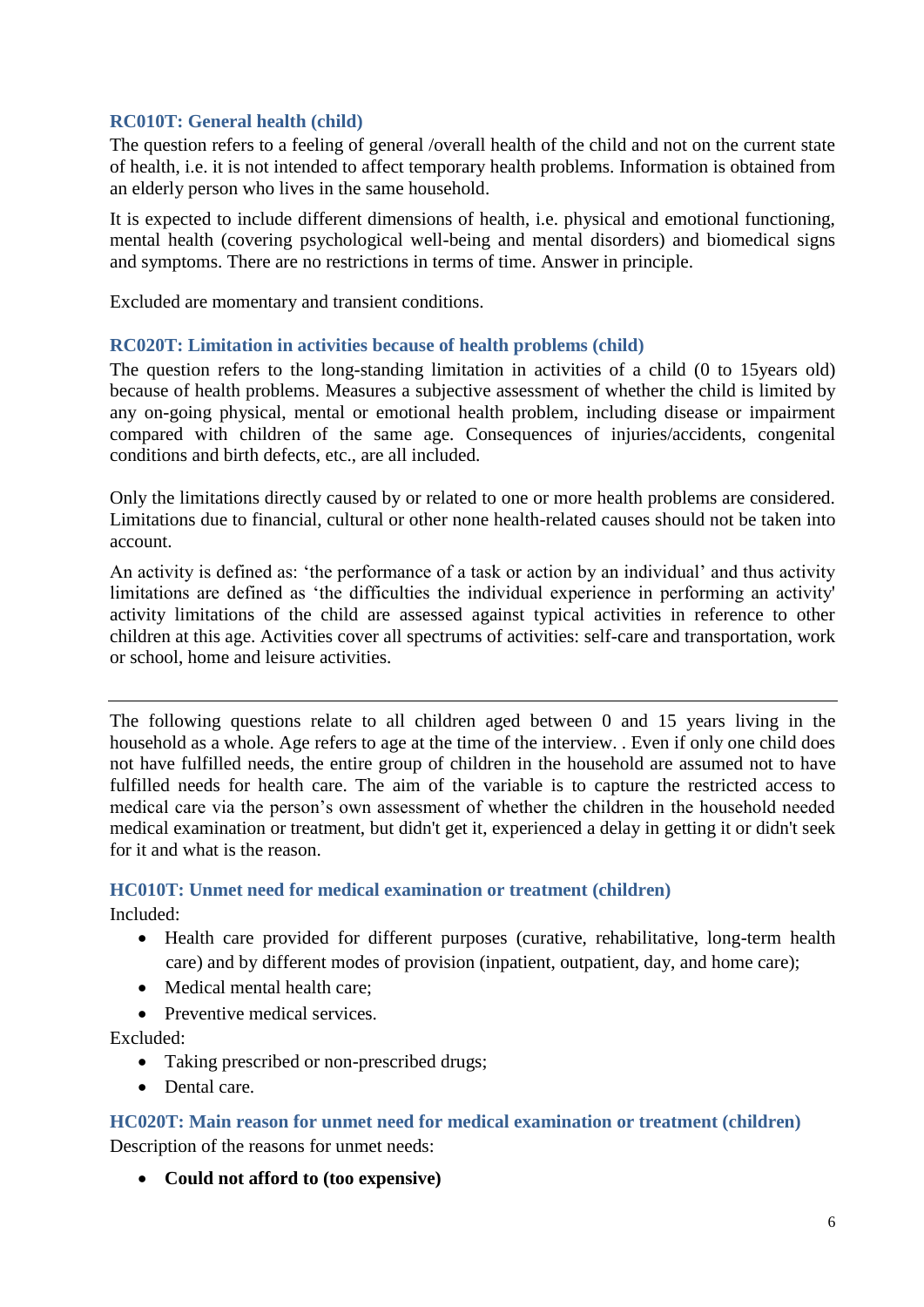### RC010T: General health (child)

The question refers to a feeling of general /overall health of the child and not on the current state of health, i.e. it is not intended to affect temporary health problems. Information is obtained from an elderly person who lives in the same household.

It is expected to include different dimensions of health, i.e. physical and emotional functioning, mental health (covering psychological well-being and mental disorders) and biomedical signs and symptoms. There are no restrictions in terms of time. Answer in principle.

Excluded are momentary and transient conditions.

### RC020T: Limitation in activities because of health problems (child)

The question refers to the long-standing limitation in activities of a child (0 to 15years old) because of health problems. Measures a subjective assessment of whether the child is limited by any on-going physical, mental or emotional health problem, including disease or impairment compared with children of the same age. Consequences of injuries/accidents, congenital conditions and birth defects, etc., are all included.

Only the limitations directly caused by or related to one or more health problems are considered. Limitations due to financial, cultural or other none health-related causes should not be taken into account.

An activity is defined as: 'the performance of a task or action by an individual' and thus activity limitations are defined as 'the difficulties the individual experience in performing an activity' activity limitations of the child are assessed against typical activities in reference to other children at this age. Activities cover all spectrums of activities: self-care and transportation, work or school, home and leisure activities.

---

The following questions relate to all children aged between 0 and 15 years living in the household as a whole. Age refers to age at the time of the interview. . Even if only one child does not have fulfilled needs, the entire group of children in the household are assumed not to have fulfilled needs for health care. The aim of the variable is to capture the restricted access to medical care via the person's own assessment of whether the children in the household needed medical examination or treatment, but didn't get it, experienced a delay in getting it or didn't seek for it and what is the reason.

### HC010T: Unmet need for medical examination or treatment (children)

Included:

- Health care provided for different purposes (curative, rehabilitative, long-term health care) and by different modes of provision (inpatient, outpatient, day, and home care);
- Medical mental health care;
- Preventive medical services.

Excluded:

- Taking prescribed or non-prescribed drugs;
- Dental care.

### HC020T: Main reason for unmet need for medical examination or treatment (children)

Description of the reasons for unmet needs:

- **Could not afford to (too expensive)**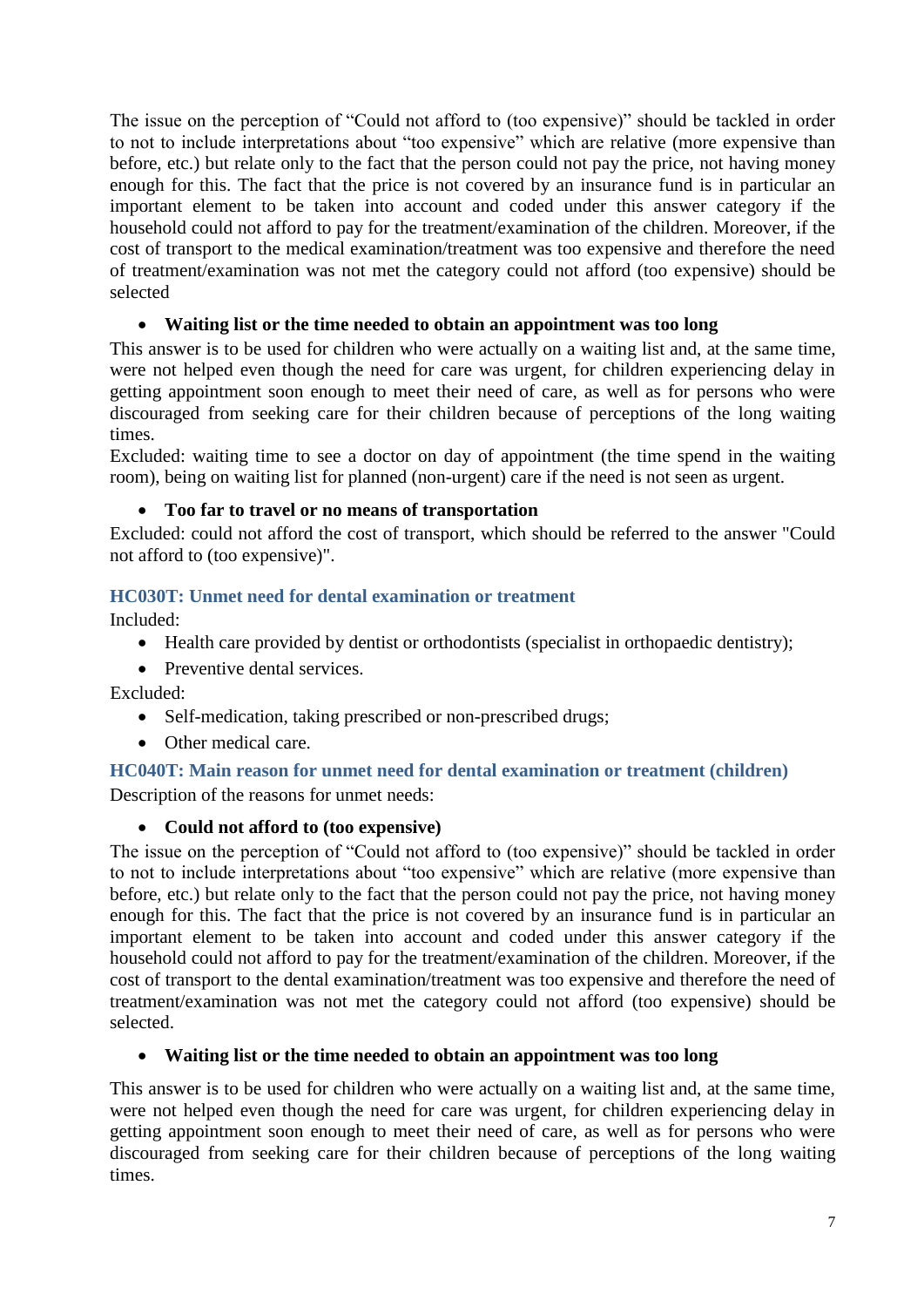The issue on the perception of "Could not afford to (too expensive)" should be tackled in order to not to include interpretations about "too expensive" which are relative (more expensive than before, etc.) but relate only to the fact that the person could not pay the price, not having money enough for this. The fact that the price is not covered by an insurance fund is in particular an important element to be taken into account and coded under this answer category if the household could not afford to pay for the treatment/examination of the children. Moreover, if the cost of transport to the medical examination/treatment was too expensive and therefore the need of treatment/examination was not met the category could not afford (too expensive) should be selected

- **Waiting list or the time needed to obtain an appointment was too long**

This answer is to be used for children who were actually on a waiting list and, at the same time, were not helped even though the need for care was urgent, for children experiencing delay in getting appointment soon enough to meet their need of care, as well as for persons who were discouraged from seeking care for their children because of perceptions of the long waiting times.

Excluded: waiting time to see a doctor on day of appointment (the time spend in the waiting room), being on waiting list for planned (non-urgent) care if the need is not seen as urgent.

- **Too far to travel or no means of transportation**

Excluded: could not afford the cost of transport, which should be referred to the answer "Could not afford to (too expensive)".

### HC030T: Unmet need for dental examination or treatment

Included:

- Health care provided by dentist or orthodontists (specialist in orthopaedic dentistry);
- Preventive dental services.

Excluded:

- Self-medication, taking prescribed or non-prescribed drugs;
- Other medical care.

### HC040T: Main reason for unmet need for dental examination or treatment (children)

Description of the reasons for unmet needs:

- **Could not afford to (too expensive)**

The issue on the perception of "Could not afford to (too expensive)" should be tackled in order to not to include interpretations about "too expensive" which are relative (more expensive than before, etc.) but relate only to the fact that the person could not pay the price, not having money enough for this. The fact that the price is not covered by an insurance fund is in particular an important element to be taken into account and coded under this answer category if the household could not afford to pay for the treatment/examination of the children. Moreover, if the cost of transport to the dental examination/treatment was too expensive and therefore the need of treatment/examination was not met the category could not afford (too expensive) should be selected.

- **Waiting list or the time needed to obtain an appointment was too long**

This answer is to be used for children who were actually on a waiting list and, at the same time, were not helped even though the need for care was urgent, for children experiencing delay in getting appointment soon enough to meet their need of care, as well as for persons who were discouraged from seeking care for their children because of perceptions of the long waiting times.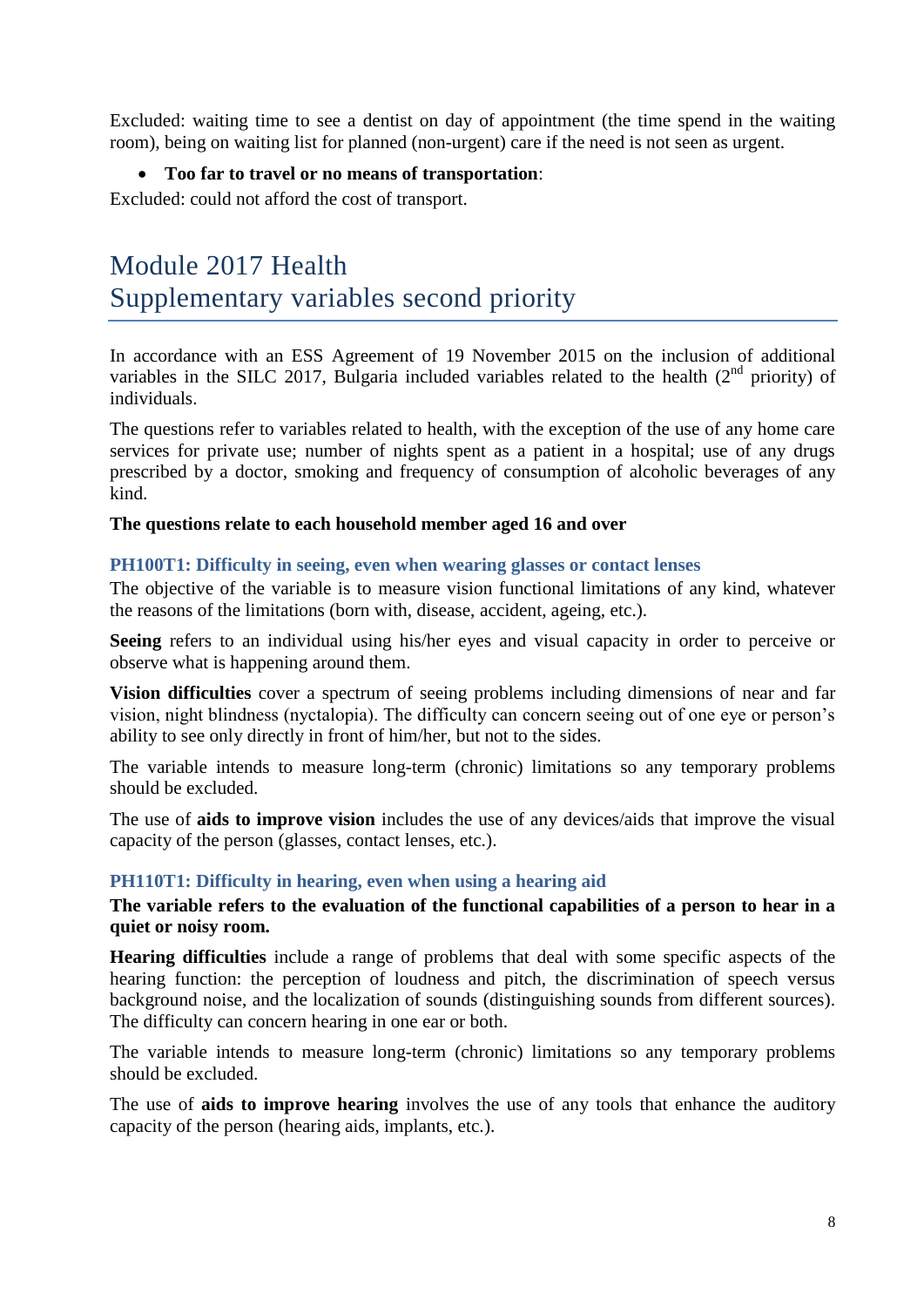Excluded: waiting time to see a dentist on day of appointment (the time spend in the waiting room), being on waiting list for planned (non-urgent) care if the need is not seen as urgent.

- **Too far to travel or no means of transportation**:

Excluded: could not afford the cost of transport.

# Module 2017 Health
# Supplementary variables second priority

In accordance with an ESS Agreement of 19 November 2015 on the inclusion of additional variables in the SILC 2017, Bulgaria included variables related to the health (2nd priority) of individuals.

The questions refer to variables related to health, with the exception of the use of any home care services for private use; number of nights spent as a patient in a hospital; use of any drugs prescribed by a doctor, smoking and frequency of consumption of alcoholic beverages of any kind.

**The questions relate to each household member aged 16 and over**

### PH100T1: Difficulty in seeing, even when wearing glasses or contact lenses

The objective of the variable is to measure vision functional limitations of any kind, whatever the reasons of the limitations (born with, disease, accident, ageing, etc.).

**Seeing** refers to an individual using his/her eyes and visual capacity in order to perceive or observe what is happening around them.

**Vision difficulties** cover a spectrum of seeing problems including dimensions of near and far vision, night blindness (nyctalopia). The difficulty can concern seeing out of one eye or person's ability to see only directly in front of him/her, but not to the sides.

The variable intends to measure long-term (chronic) limitations so any temporary problems should be excluded.

The use of **aids to improve vision** includes the use of any devices/aids that improve the visual capacity of the person (glasses, contact lenses, etc.).

### PH110T1: Difficulty in hearing, even when using a hearing aid

**The variable refers to the evaluation of the functional capabilities of a person to hear in a quiet or noisy room.**

**Hearing difficulties** include a range of problems that deal with some specific aspects of the hearing function: the perception of loudness and pitch, the discrimination of speech versus background noise, and the localization of sounds (distinguishing sounds from different sources). The difficulty can concern hearing in one ear or both.

The variable intends to measure long-term (chronic) limitations so any temporary problems should be excluded.

The use of **aids to improve hearing** involves the use of any tools that enhance the auditory capacity of the person (hearing aids, implants, etc.).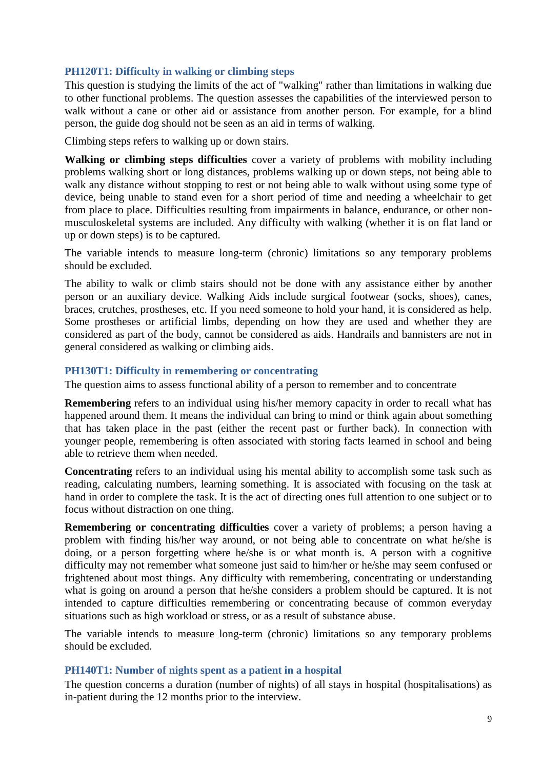### PH120T1: Difficulty in walking or climbing steps

This question is studying the limits of the act of "walking" rather than limitations in walking due to other functional problems. The question assesses the capabilities of the interviewed person to walk without a cane or other aid or assistance from another person. For example, for a blind person, the guide dog should not be seen as an aid in terms of walking.

Climbing steps refers to walking up or down stairs.

**Walking or climbing steps difficulties** cover a variety of problems with mobility including problems walking short or long distances, problems walking up or down steps, not being able to walk any distance without stopping to rest or not being able to walk without using some type of device, being unable to stand even for a short period of time and needing a wheelchair to get from place to place. Difficulties resulting from impairments in balance, endurance, or other non-musculoskeletal systems are included. Any difficulty with walking (whether it is on flat land or up or down steps) is to be captured.

The variable intends to measure long-term (chronic) limitations so any temporary problems should be excluded.

The ability to walk or climb stairs should not be done with any assistance either by another person or an auxiliary device. Walking Aids include surgical footwear (socks, shoes), canes, braces, crutches, prostheses, etc. If you need someone to hold your hand, it is considered as help. Some prostheses or artificial limbs, depending on how they are used and whether they are considered as part of the body, cannot be considered as aids. Handrails and bannisters are not in general considered as walking or climbing aids.

### PH130T1: Difficulty in remembering or concentrating

The question aims to assess functional ability of a person to remember and to concentrate

**Remembering** refers to an individual using his/her memory capacity in order to recall what has happened around them. It means the individual can bring to mind or think again about something that has taken place in the past (either the recent past or further back). In connection with younger people, remembering is often associated with storing facts learned in school and being able to retrieve them when needed.

**Concentrating** refers to an individual using his mental ability to accomplish some task such as reading, calculating numbers, learning something. It is associated with focusing on the task at hand in order to complete the task. It is the act of directing ones full attention to one subject or to focus without distraction on one thing.

**Remembering or concentrating difficulties** cover a variety of problems; a person having a problem with finding his/her way around, or not being able to concentrate on what he/she is doing, or a person forgetting where he/she is or what month is. A person with a cognitive difficulty may not remember what someone just said to him/her or he/she may seem confused or frightened about most things. Any difficulty with remembering, concentrating or understanding what is going on around a person that he/she considers a problem should be captured. It is not intended to capture difficulties remembering or concentrating because of common everyday situations such as high workload or stress, or as a result of substance abuse.

The variable intends to measure long-term (chronic) limitations so any temporary problems should be excluded.

### PH140T1: Number of nights spent as a patient in a hospital

The question concerns a duration (number of nights) of all stays in hospital (hospitalisations) as in-patient during the 12 months prior to the interview.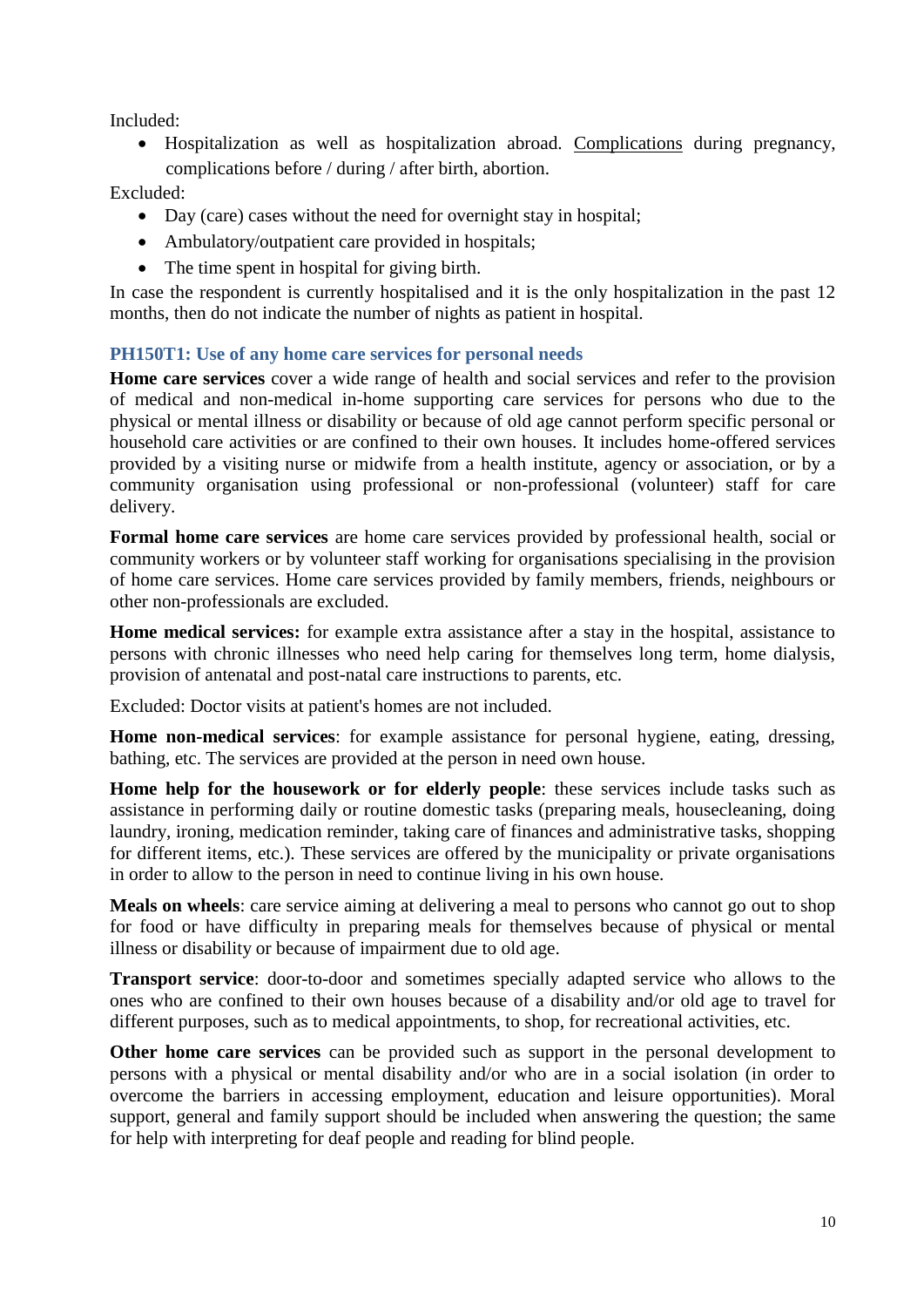Included:

- Hospitalization as well as hospitalization abroad. Complications during pregnancy, complications before / during / after birth, abortion.

Excluded:

- Day (care) cases without the need for overnight stay in hospital;
- Ambulatory/outpatient care provided in hospitals;
- The time spent in hospital for giving birth.

In case the respondent is currently hospitalised and it is the only hospitalization in the past 12 months, then do not indicate the number of nights as patient in hospital.

### PH150T1: Use of any home care services for personal needs

**Home care services** cover a wide range of health and social services and refer to the provision of medical and non-medical in-home supporting care services for persons who due to the physical or mental illness or disability or because of old age cannot perform specific personal or household care activities or are confined to their own houses. It includes home-offered services provided by a visiting nurse or midwife from a health institute, agency or association, or by a community organisation using professional or non-professional (volunteer) staff for care delivery.

**Formal home care services** are home care services provided by professional health, social or community workers or by volunteer staff working for organisations specialising in the provision of home care services. Home care services provided by family members, friends, neighbours or other non-professionals are excluded.

**Home medical services:** for example extra assistance after a stay in the hospital, assistance to persons with chronic illnesses who need help caring for themselves long term, home dialysis, provision of antenatal and post-natal care instructions to parents, etc.

Excluded: Doctor visits at patient's homes are not included.

**Home non-medical services**: for example assistance for personal hygiene, eating, dressing, bathing, etc. The services are provided at the person in need own house.

**Home help for the housework or for elderly people**: these services include tasks such as assistance in performing daily or routine domestic tasks (preparing meals, housecleaning, doing laundry, ironing, medication reminder, taking care of finances and administrative tasks, shopping for different items, etc.). These services are offered by the municipality or private organisations in order to allow to the person in need to continue living in his own house.

**Meals on wheels**: care service aiming at delivering a meal to persons who cannot go out to shop for food or have difficulty in preparing meals for themselves because of physical or mental illness or disability or because of impairment due to old age.

**Transport service**: door-to-door and sometimes specially adapted service who allows to the ones who are confined to their own houses because of a disability and/or old age to travel for different purposes, such as to medical appointments, to shop, for recreational activities, etc.

**Other home care services** can be provided such as support in the personal development to persons with a physical or mental disability and/or who are in a social isolation (in order to overcome the barriers in accessing employment, education and leisure opportunities). Moral support, general and family support should be included when answering the question; the same for help with interpreting for deaf people and reading for blind people.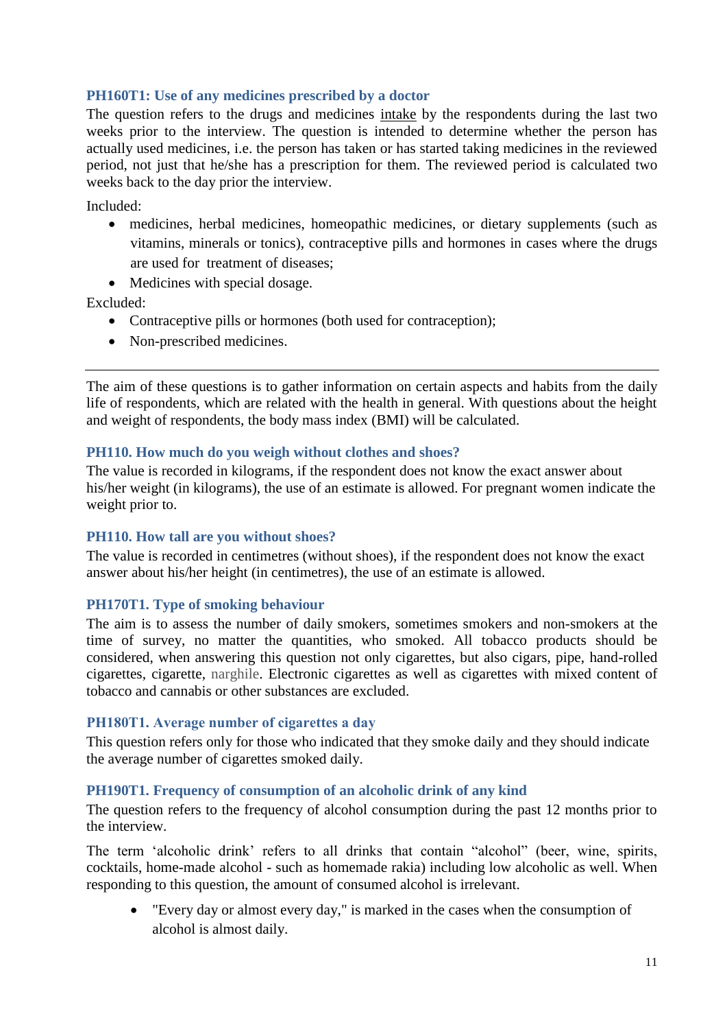### PH160T1: Use of any medicines prescribed by a doctor

The question refers to the drugs and medicines intake by the respondents during the last two weeks prior to the interview. The question is intended to determine whether the person has actually used medicines, i.e. the person has taken or has started taking medicines in the reviewed period, not just that he/she has a prescription for them. The reviewed period is calculated two weeks back to the day prior the interview.

Included:

- medicines, herbal medicines, homeopathic medicines, or dietary supplements (such as vitamins, minerals or tonics), contraceptive pills and hormones in cases where the drugs are used for treatment of diseases;
- Medicines with special dosage.

Excluded:

- Contraceptive pills or hormones (both used for contraception);
- Non-prescribed medicines.

---

The aim of these questions is to gather information on certain aspects and habits from the daily life of respondents, which are related with the health in general. With questions about the height and weight of respondents, the body mass index (BMI) will be calculated.

### PH110. How much do you weigh without clothes and shoes?

The value is recorded in kilograms, if the respondent does not know the exact answer about his/her weight (in kilograms), the use of an estimate is allowed. For pregnant women indicate the weight prior to.

### PH110. How tall are you without shoes?

The value is recorded in centimetres (without shoes), if the respondent does not know the exact answer about his/her height (in centimetres), the use of an estimate is allowed.

### PH170T1. Type of smoking behaviour

The aim is to assess the number of daily smokers, sometimes smokers and non-smokers at the time of survey, no matter the quantities, who smoked. All tobacco products should be considered, when answering this question not only cigarettes, but also cigars, pipe, hand-rolled cigarettes, cigarette, narghile. Electronic cigarettes as well as cigarettes with mixed content of tobacco and cannabis or other substances are excluded.

### PH180T1. Average number of cigarettes a day

This question refers only for those who indicated that they smoke daily and they should indicate the average number of cigarettes smoked daily.

### PH190T1. Frequency of consumption of an alcoholic drink of any kind

The question refers to the frequency of alcohol consumption during the past 12 months prior to the interview.

The term 'alcoholic drink' refers to all drinks that contain "alcohol" (beer, wine, spirits, cocktails, home-made alcohol - such as homemade rakia) including low alcoholic as well. When responding to this question, the amount of consumed alcohol is irrelevant.

- "Every day or almost every day," is marked in the cases when the consumption of alcohol is almost daily.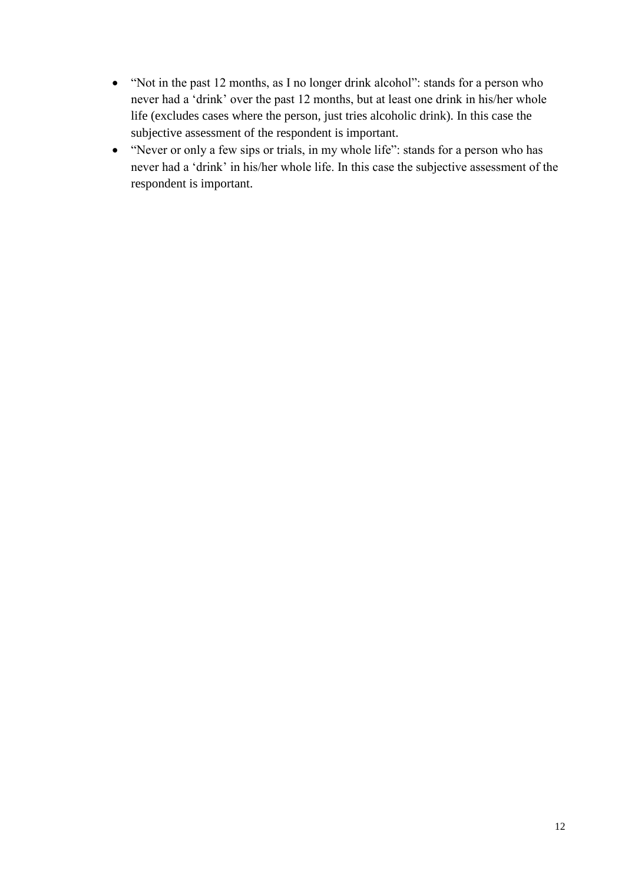- "Not in the past 12 months, as I no longer drink alcohol": stands for a person who never had a 'drink' over the past 12 months, but at least one drink in his/her whole life (excludes cases where the person, just tries alcoholic drink). In this case the subjective assessment of the respondent is important.
- "Never or only a few sips or trials, in my whole life": stands for a person who has never had a 'drink' in his/her whole life. In this case the subjective assessment of the respondent is important.